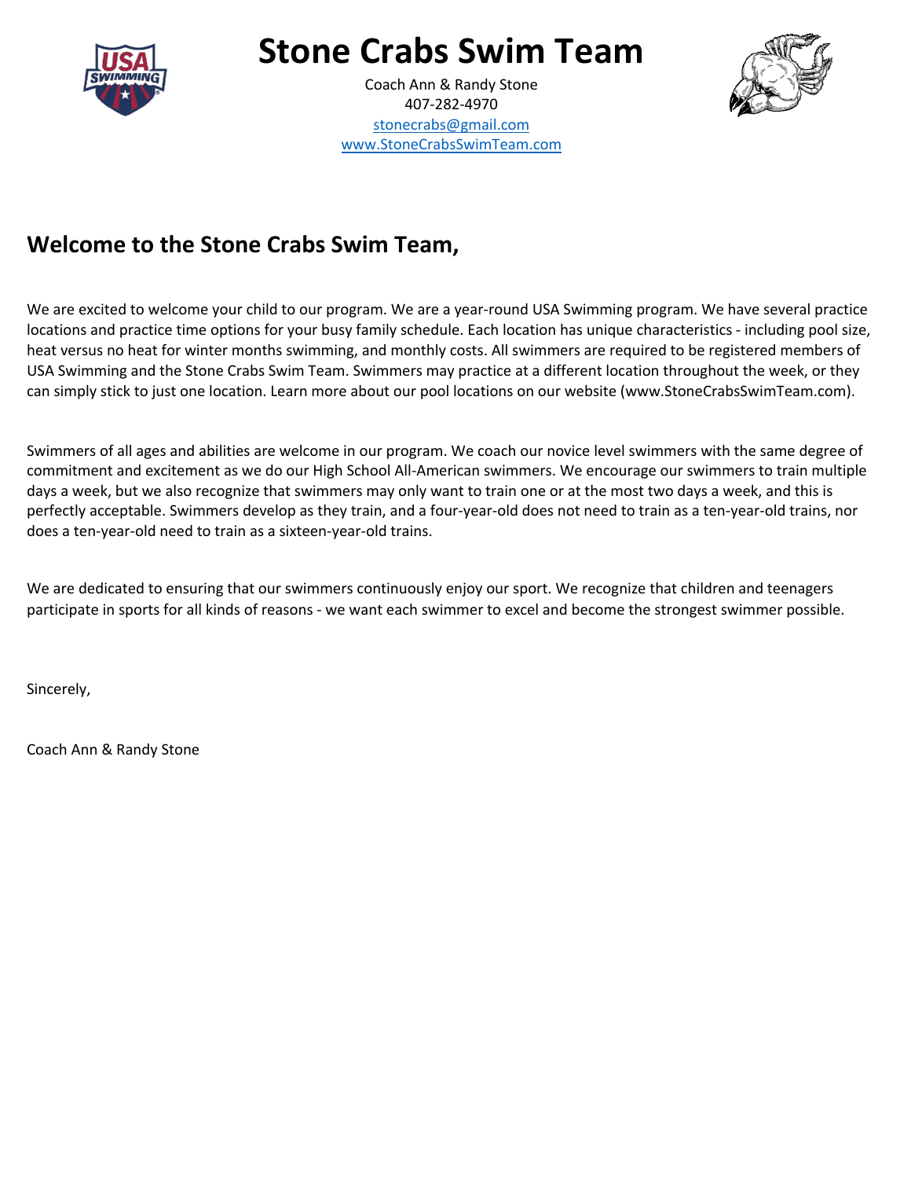# Stone Crabs Swim Team

Coach Ann & Randy Stone
407-282-4970
stonecrabs@gmail.com
www.StoneCrabsSwimTeam.com

## Welcome to the Stone Crabs Swim Team,

We are excited to welcome your child to our program. We are a year-round USA Swimming program. We have several practice locations and practice time options for your busy family schedule. Each location has unique characteristics - including pool size, heat versus no heat for winter months swimming, and monthly costs. All swimmers are required to be registered members of USA Swimming and the Stone Crabs Swim Team. Swimmers may practice at a different location throughout the week, or they can simply stick to just one location. Learn more about our pool locations on our website (www.StoneCrabsSwimTeam.com).

Swimmers of all ages and abilities are welcome in our program. We coach our novice level swimmers with the same degree of commitment and excitement as we do our High School All-American swimmers. We encourage our swimmers to train multiple days a week, but we also recognize that swimmers may only want to train one or at the most two days a week, and this is perfectly acceptable. Swimmers develop as they train, and a four-year-old does not need to train as a ten-year-old trains, nor does a ten-year-old need to train as a sixteen-year-old trains.

We are dedicated to ensuring that our swimmers continuously enjoy our sport. We recognize that children and teenagers participate in sports for all kinds of reasons - we want each swimmer to excel and become the strongest swimmer possible.

Sincerely,

Coach Ann & Randy Stone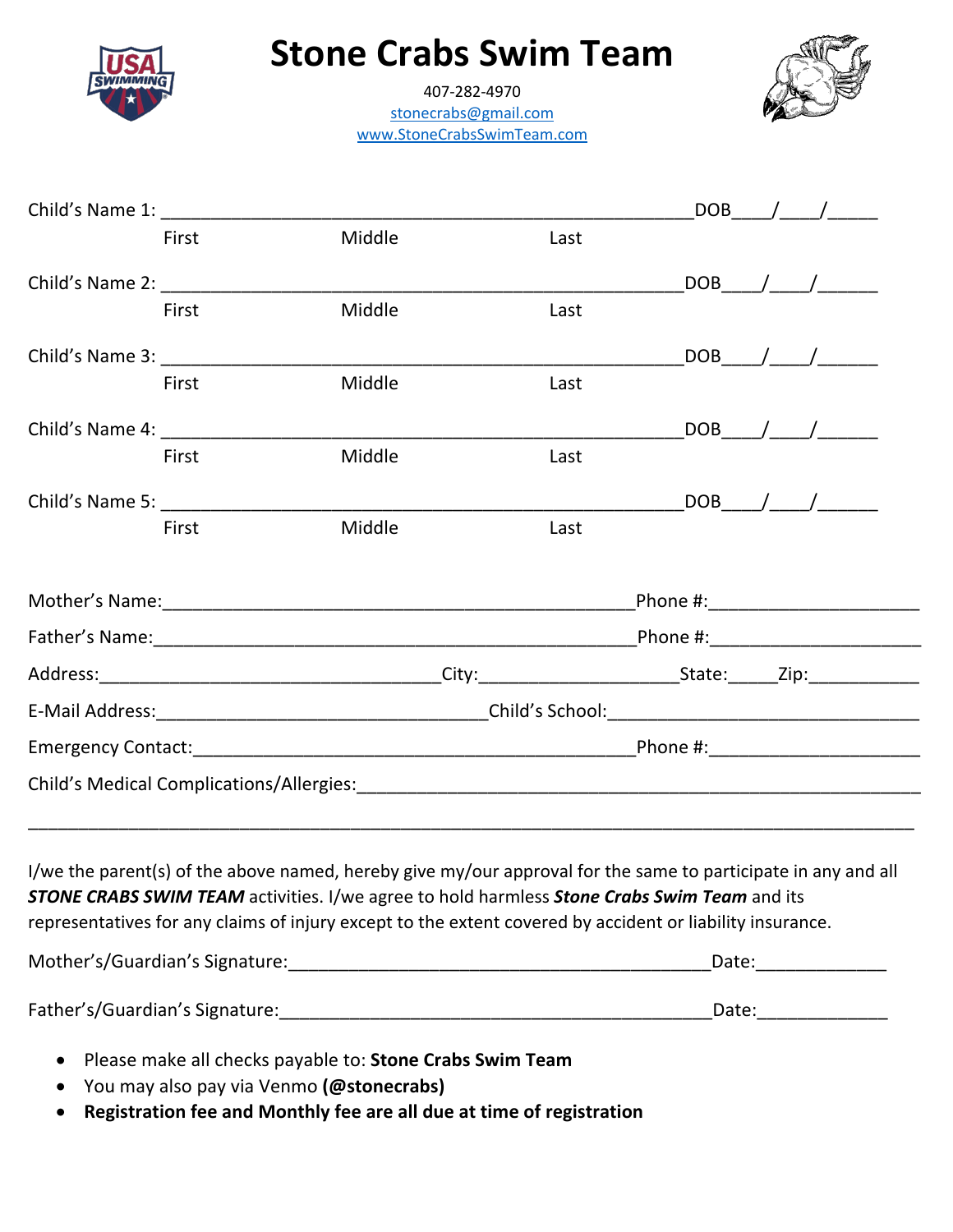# Stone Crabs Swim Team

407-282-4970
stonecrabs@gmail.com
www.StoneCrabsSwimTeam.com

Child's Name 1: ______________________________________________________DOB____/____/_____
First Middle Last

Child's Name 2: _____________________________________________________DOB____/____/______
First Middle Last

Child's Name 3: _____________________________________________________DOB____/____/______
First Middle Last

Child's Name 4: _____________________________________________________DOB____/____/______
First Middle Last

Child's Name 5: _____________________________________________________DOB____/____/______
First Middle Last

Mother's Name:________________________________________________Phone #:_____________________

Father's Name:_________________________________________________Phone #:_____________________

Address:___________________________________City:____________________State:_____Zip:___________

E-Mail Address:_________________________________Child's School:_______________________________

Emergency Contact:____________________________________________Phone #:_____________________

Child's Medical Complications/Allergies:__________________________________________________________

__________________________________________________________________________________________

I/we the parent(s) of the above named, hereby give my/our approval for the same to participate in any and all ***STONE CRABS SWIM TEAM*** activities. I/we agree to hold harmless ***Stone Crabs Swim Team*** and its representatives for any claims of injury except to the extent covered by accident or liability insurance.

Mother's/Guardian's Signature:___________________________________________Date:_____________

Father's/Guardian's Signature:____________________________________________Date:_____________

- Please make all checks payable to: **Stone Crabs Swim Team**
- You may also pay via Venmo **(@stonecrabs)**
- **Registration fee and Monthly fee are all due at time of registration**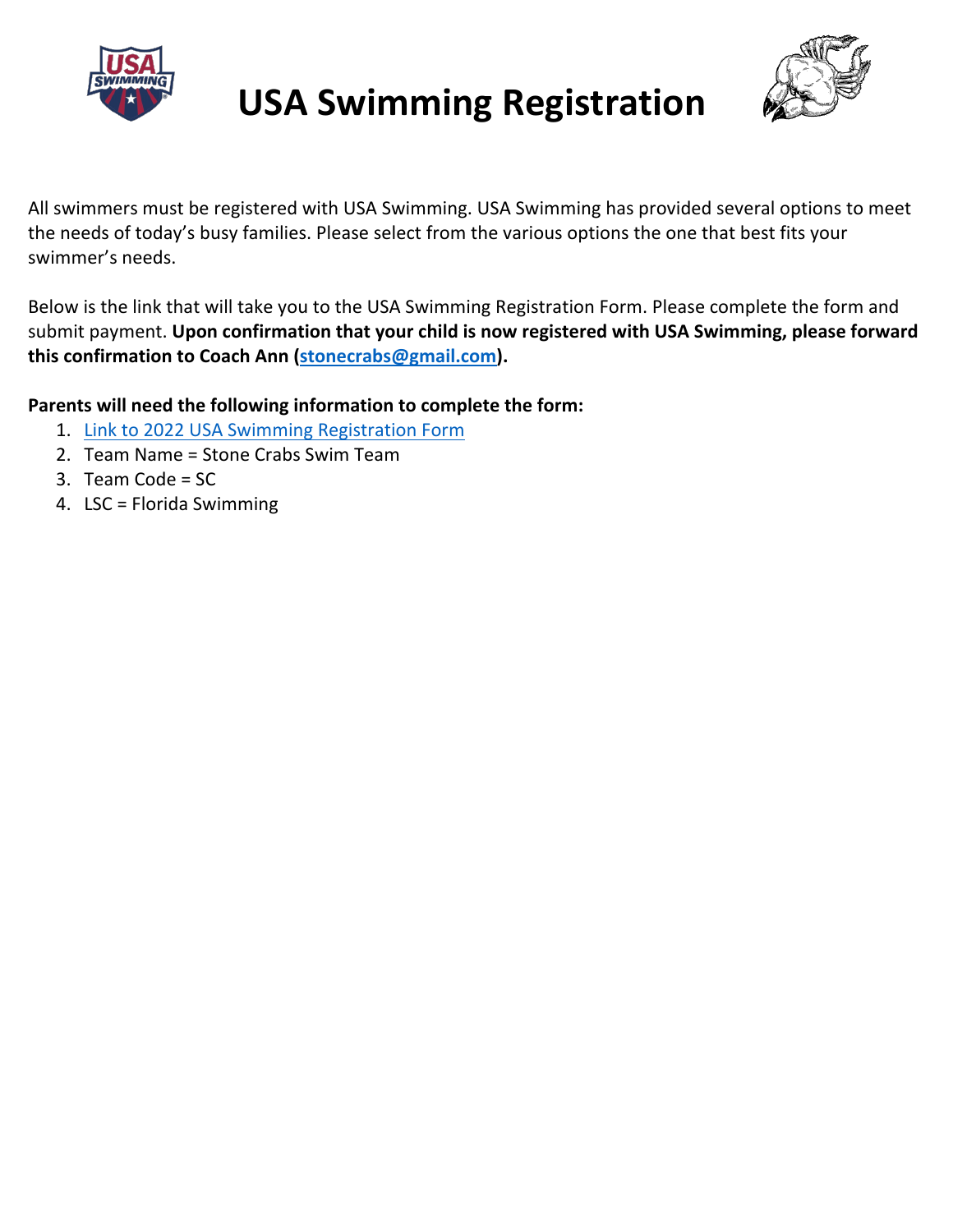# USA Swimming Registration

All swimmers must be registered with USA Swimming. USA Swimming has provided several options to meet the needs of today's busy families. Please select from the various options the one that best fits your swimmer's needs.

Below is the link that will take you to the USA Swimming Registration Form. Please complete the form and submit payment. **Upon confirmation that your child is now registered with USA Swimming, please forward this confirmation to Coach Ann (stonecrabs@gmail.com).**

**Parents will need the following information to complete the form:**

1. Link to 2022 USA Swimming Registration Form
2. Team Name = Stone Crabs Swim Team
3. Team Code = SC
4. LSC = Florida Swimming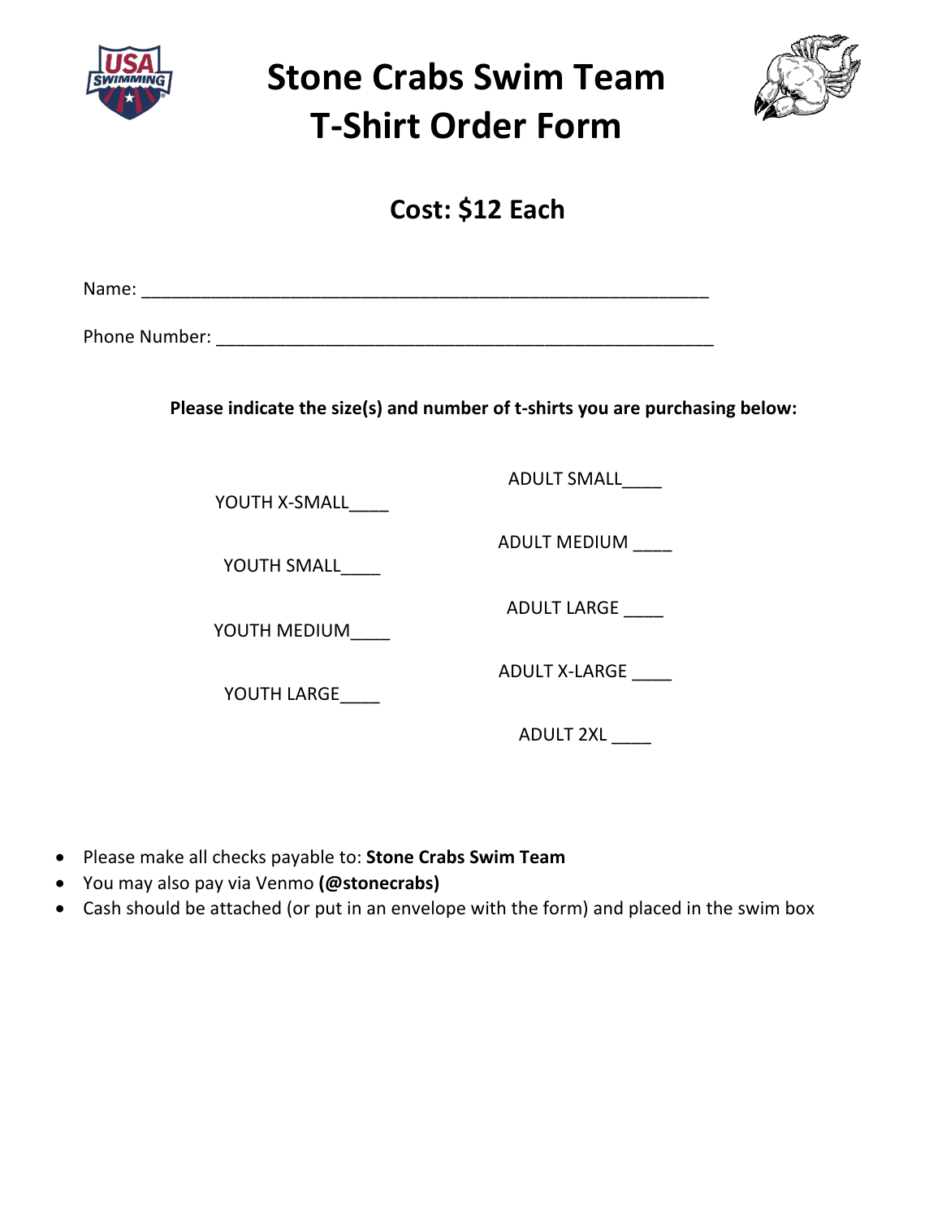# Stone Crabs Swim Team
# T-Shirt Order Form

## Cost: $12 Each

Name: ___________________________________________________________

Phone Number: ____________________________________________________

**Please indicate the size(s) and number of t-shirts you are purchasing below:**

| | |
|---|---|
| YOUTH X-SMALL____ | ADULT SMALL____ |
| YOUTH SMALL____ | ADULT MEDIUM ____ |
| YOUTH MEDIUM____ | ADULT LARGE ____ |
| YOUTH LARGE____ | ADULT X-LARGE ____ |
| | ADULT 2XL ____ |

- Please make all checks payable to: **Stone Crabs Swim Team**
- You may also pay via Venmo **(@stonecrabs)**
- Cash should be attached (or put in an envelope with the form) and placed in the swim box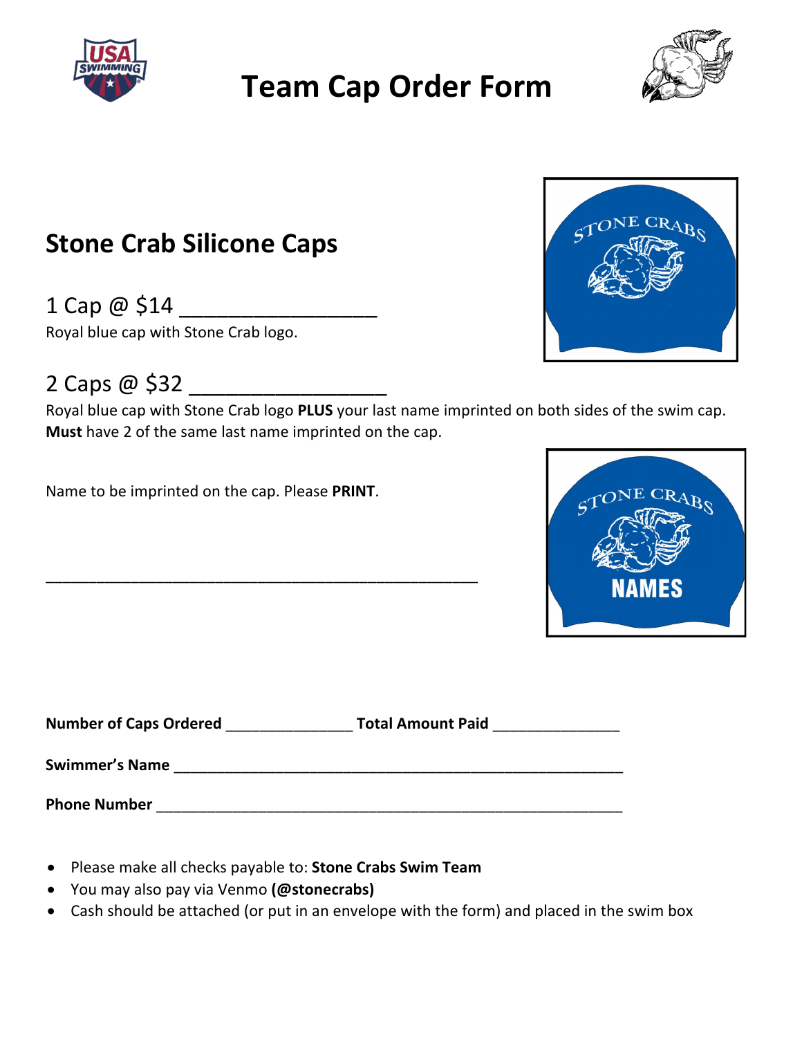# Team Cap Order Form

## Stone Crab Silicone Caps

1 Cap @ $14 ________________

Royal blue cap with Stone Crab logo.

2 Caps @ $32 ________________

Royal blue cap with Stone Crab logo **PLUS** your last name imprinted on both sides of the swim cap. **Must** have 2 of the same last name imprinted on the cap.

Name to be imprinted on the cap. Please **PRINT**.

_______________________________________________

**Number of Caps Ordered** _______________ **Total Amount Paid** _______________

**Swimmer's Name** _______________________________________________________

**Phone Number** _________________________________________________________

- Please make all checks payable to: **Stone Crabs Swim Team**
- You may also pay via Venmo **(@stonecrabs)**
- Cash should be attached (or put in an envelope with the form) and placed in the swim box